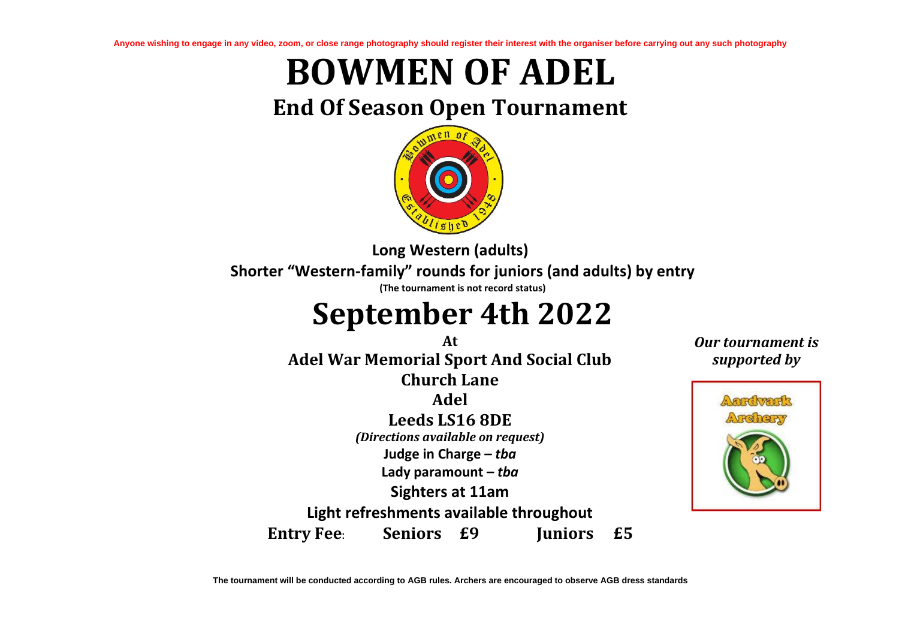Anyone wishing to engage in any video, zoom, or close range photography should register their interest with the organiser before carrying out any such photography

# BOWMEN OF ADEL

## End Of Season Open Tournament

**Long Western (adults)**

**Shorter "Western-family" rounds for juniors (and adults) by entry**

**(The tournament is not record status)**

# September 4th 2022

**At**

**Adel War Memorial Sport And Social Club**

**Church Lane**

**Adel**

**Leeds LS16 8DE**

***(Directions available on request)***

**Judge in Charge –** ***tba***

**Lady paramount –** ***tba***

**Sighters at 11am**

**Light refreshments available throughout**

**Entry Fee:** **Seniors £9** **Juniors £5**

***Our tournament is supported by***

Aardvark Archery

The tournament will be conducted according to AGB rules. Archers are encouraged to observe AGB dress standards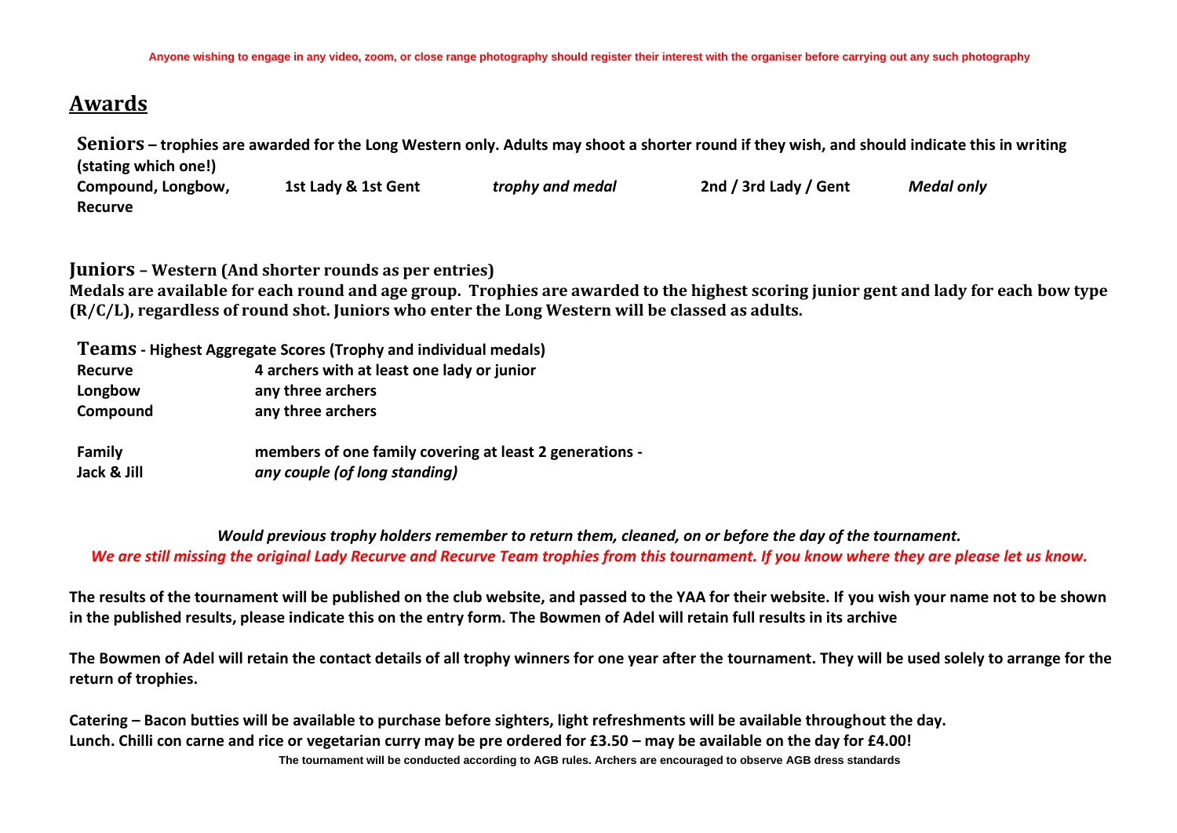Anyone wishing to engage in any video, zoom, or close range photography should register their interest with the organiser before carrying out any such photography

## Awards

**Seniors – trophies are awarded for the Long Western only. Adults may shoot a shorter round if they wish, and should indicate this in writing (stating which one!)**

| | | | | |
|---|---|---|---|---|
| **Compound, Longbow, Recurve** | **1st Lady & 1st Gent** | ***trophy and medal*** | **2nd / 3rd Lady / Gent** | ***Medal only*** |

**Juniors – Western (And shorter rounds as per entries)**

**Medals are available for each round and age group. Trophies are awarded to the highest scoring junior gent and lady for each bow type (R/C/L), regardless of round shot. Juniors who enter the Long Western will be classed as adults.**

**Teams - Highest Aggregate Scores (Trophy and individual medals)**

| | |
|---|---|
| **Recurve** | **4 archers with at least one lady or junior** |
| **Longbow** | **any three archers** |
| **Compound** | **any three archers** |
| **Family** | **members of one family covering at least 2 generations -** |
| **Jack & Jill** | ***any couple (of long standing)*** |

***Would previous trophy holders remember to return them, cleaned, on or before the day of the tournament.***

***We are still missing the original Lady Recurve and Recurve Team trophies from this tournament. If you know where they are please let us know.***

**The results of the tournament will be published on the club website, and passed to the YAA for their website. If you wish your name not to be shown in the published results, please indicate this on the entry form. The Bowmen of Adel will retain full results in its archive**

**The Bowmen of Adel will retain the contact details of all trophy winners for one year after the tournament. They will be used solely to arrange for the return of trophies.**

**Catering – Bacon butties will be available to purchase before sighters, light refreshments will be available throughout the day.**
**Lunch. Chilli con carne and rice or vegetarian curry may be pre ordered for £3.50 – may be available on the day for £4.00!**

**The tournament will be conducted according to AGB rules. Archers are encouraged to observe AGB dress standards**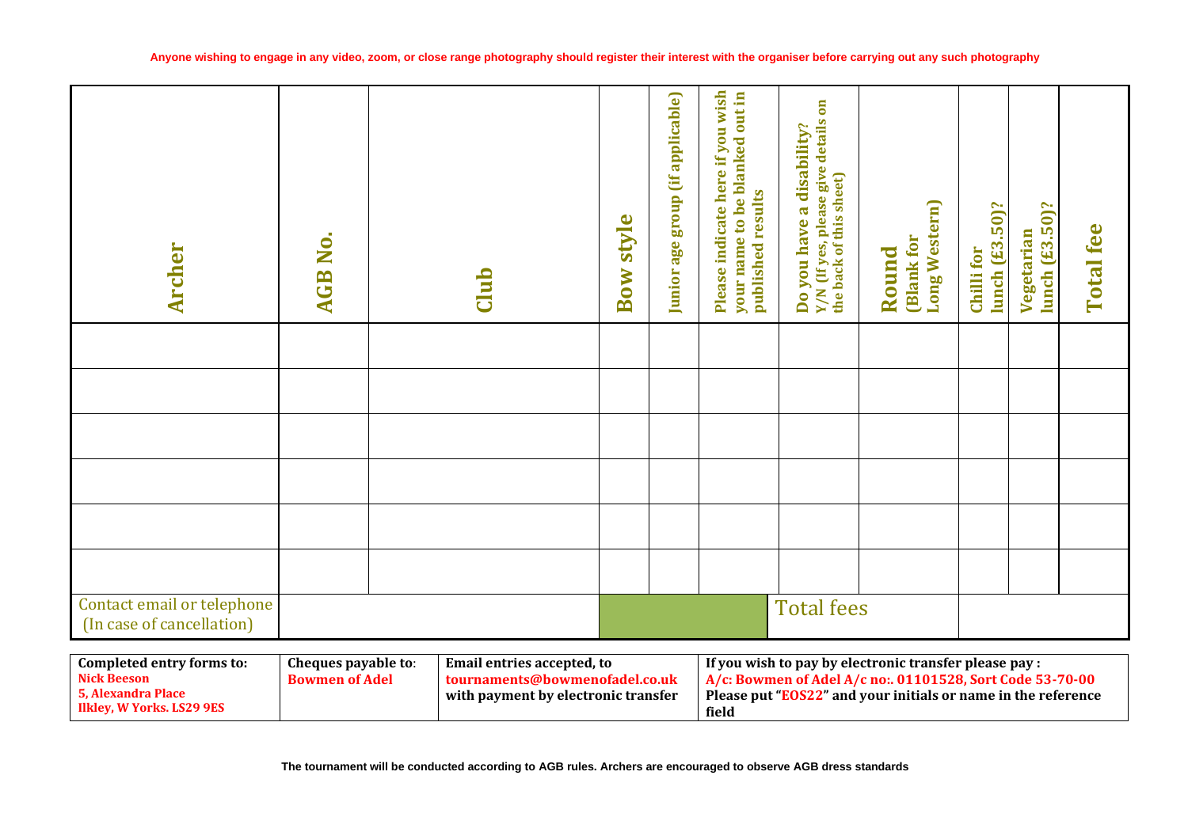**Anyone wishing to engage in any video, zoom, or close range photography should register their interest with the organiser before carrying out any such photography**

| Archer | AGB No. | Club | Bow style | Junior age group (if applicable) | Please indicate here if you wish your name to be blanked out in published results | Do you have a disability? Y/N (If yes, please give details on the back of this sheet) | Round (Blank for Long Western) | Chilli for lunch (£3.50)? | Vegetarian lunch (£3.50)? | Total fee |
|---|---|---|---|---|---|---|---|---|---|---|
| | | | | | | | | | | |
| | | | | | | | | | | |
| | | | | | | | | | | |
| | | | | | | | | | | |
| | | | | | | | | | | |
| | | | | | | | | | | |
| Contact email or telephone (In case of cancellation) | | | | | | Total fees | | | | |

| | | | |
|---|---|---|---|
| **Completed entry forms to:** **Nick Beeson** **5, Alexandra Place** **Ilkley, W Yorks. LS29 9ES** | **Cheques payable to**: **Bowmen of Adel** | **Email entries accepted, to** **tournaments@bowmenofadel.co.uk** **with payment by electronic transfer** | **If you wish to pay by electronic transfer please pay :** **A/c: Bowmen of Adel A/c no:. 01101528, Sort Code 53-70-00** **Please put "EOS22" and your initials or name in the reference field** |

**The tournament will be conducted according to AGB rules. Archers are encouraged to observe AGB dress standards**